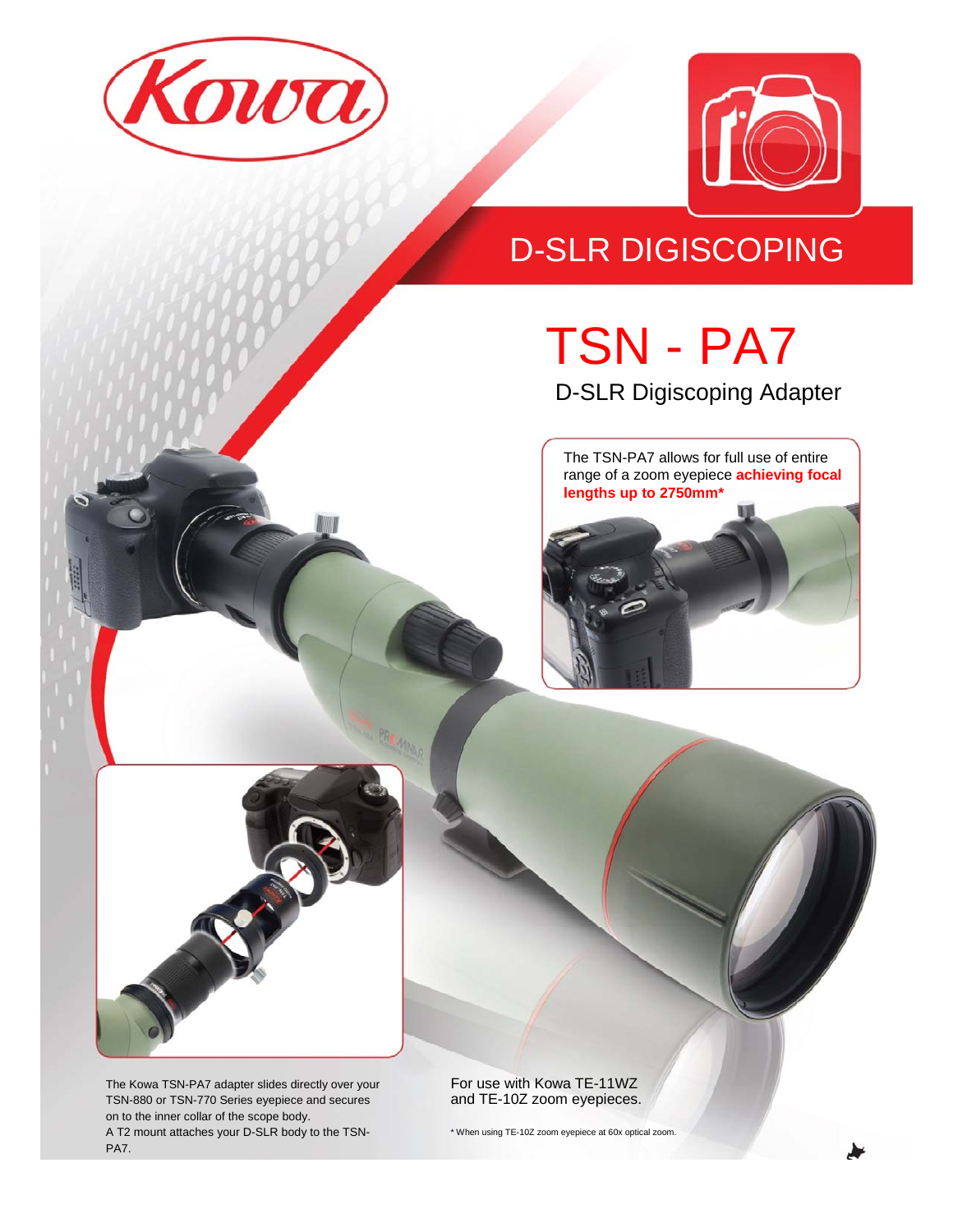# D-SLR DIGISCOPING

# TSN - PA7

## D-SLR Digiscoping Adapter

The TSN-PA7 allows for full use of entire range of a zoom eyepiece **achieving focal lengths up to 2750mm***

The Kowa TSN-PA7 adapter slides directly over your TSN-880 or TSN-770 Series eyepiece and secures on to the inner collar of the scope body.
A T2 mount attaches your D-SLR body to the TSN-PA7.

For use with Kowa TE-11WZ and TE-10Z zoom eyepieces.

* When using TE-10Z zoom eyepiece at 60x optical zoom.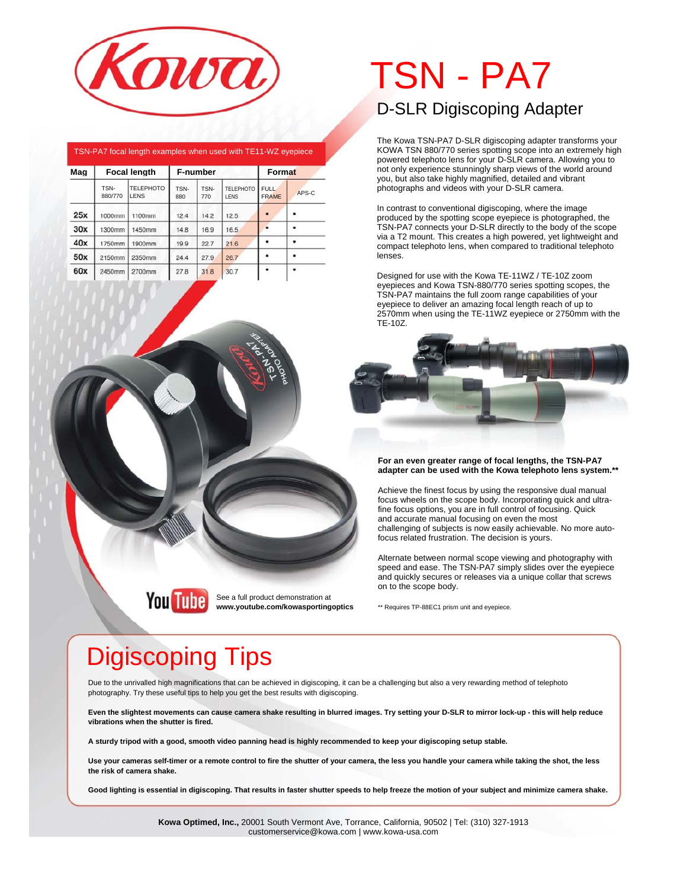# TSN - PA7

## D-SLR Digiscoping Adapter

TSN-PA7 focal length examples when used with TE11-WZ eyepiece

| Mag | Focal length | | F-number | | | Format | |
|---|---|---|---|---|---|---|---|
| | TSN-880/770 | TELEPHOTO LENS | TSN-880 | TSN-770 | TELEPHOTO LENS | FULL FRAME | APS-C |
| 25x | 1000mm | 1100mm | 12.4 | 14.2 | 12.5 | • | • |
| 30x | 1300mm | 1450mm | 14.8 | 16.9 | 16.5 | • | • |
| 40x | 1750mm | 1900mm | 19.9 | 22.7 | 21.6 | • | • |
| 50x | 2150mm | 2350mm | 24.4 | 27.9 | 26.7 | • | • |
| 60x | 2450mm | 2700mm | 27.8 | 31.8 | 30.7 | • | • |

The Kowa TSN-PA7 D-SLR digiscoping adapter transforms your KOWA TSN 880/770 series spotting scope into an extremely high powered telephoto lens for your D-SLR camera. Allowing you to not only experience stunningly sharp views of the world around you, but also take highly magnified, detailed and vibrant photographs and videos with your D-SLR camera.

In contrast to conventional digiscoping, where the image produced by the spotting scope eyepiece is photographed, the TSN-PA7 connects your D-SLR directly to the body of the scope via a T2 mount. This creates a high powered, yet lightweight and compact telephoto lens, when compared to traditional telephoto lenses.

Designed for use with the Kowa TE-11WZ / TE-10Z zoom eyepieces and Kowa TSN-880/770 series spotting scopes, the TSN-PA7 maintains the full zoom range capabilities of your eyepiece to deliver an amazing focal length reach of up to 2570mm when using the TE-11WZ eyepiece or 2750mm with the TE-10Z.

**For an even greater range of focal lengths, the TSN-PA7 adapter can be used with the Kowa telephoto lens system.****

Achieve the finest focus by using the responsive dual manual focus wheels on the scope body. Incorporating quick and ultra-fine focus options, you are in full control of focusing. Quick and accurate manual focusing on even the most challenging of subjects is now easily achievable. No more auto-focus related frustration. The decision is yours.

Alternate between normal scope viewing and photography with speed and ease. The TSN-PA7 simply slides over the eyepiece and quickly secures or releases via a unique collar that screws on to the scope body.

See a full product demonstration at **www.youtube.com/kowasportingoptics**

** Requires TP-88EC1 prism unit and eyepiece.

# Digiscoping Tips

Due to the unrivalled high magnifications that can be achieved in digiscoping, it can be a challenging but also a very rewarding method of telephoto photography. Try these useful tips to help you get the best results with digiscoping.

**Even the slightest movements can cause camera shake resulting in blurred images. Try setting your D-SLR to mirror lock-up - this will help reduce vibrations when the shutter is fired.**

**A sturdy tripod with a good, smooth video panning head is highly recommended to keep your digiscoping setup stable.**

**Use your cameras self-timer or a remote control to fire the shutter of your camera, the less you handle your camera while taking the shot, the less the risk of camera shake.**

**Good lighting is essential in digiscoping. That results in faster shutter speeds to help freeze the motion of your subject and minimize camera shake.**

**Kowa Optimed, Inc.,** 20001 South Vermont Ave, Torrance, California, 90502 | Tel: (310) 327-1913
customerservice@kowa.com | www.kowa-usa.com